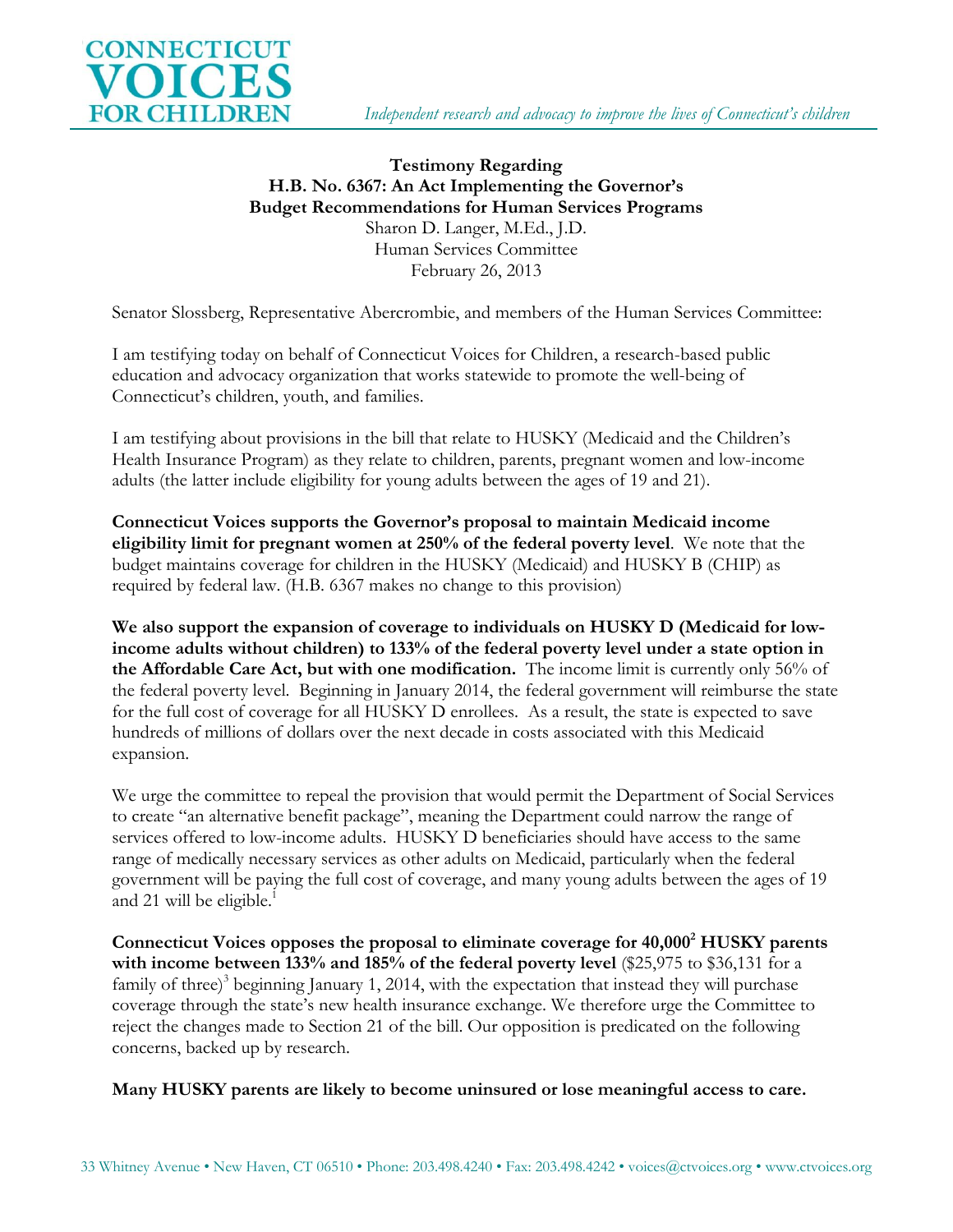CONNECTICUT VOICES FOR CHILDREN

*Independent research and advocacy to improve the lives of Connecticut's children*

**Testimony Regarding**
**H.B. No. 6367: An Act Implementing the Governor's Budget Recommendations for Human Services Programs**

Sharon D. Langer, M.Ed., J.D.
Human Services Committee
February 26, 2013

Senator Slossberg, Representative Abercrombie, and members of the Human Services Committee:

I am testifying today on behalf of Connecticut Voices for Children, a research-based public education and advocacy organization that works statewide to promote the well-being of Connecticut's children, youth, and families.

I am testifying about provisions in the bill that relate to HUSKY (Medicaid and the Children's Health Insurance Program) as they relate to children, parents, pregnant women and low-income adults (the latter include eligibility for young adults between the ages of 19 and 21).

**Connecticut Voices supports the Governor's proposal to maintain Medicaid income eligibility limit for pregnant women at 250% of the federal poverty level**. We note that the budget maintains coverage for children in the HUSKY (Medicaid) and HUSKY B (CHIP) as required by federal law. (H.B. 6367 makes no change to this provision)

**We also support the expansion of coverage to individuals on HUSKY D (Medicaid for low-income adults without children) to 133% of the federal poverty level under a state option in the Affordable Care Act, but with one modification.** The income limit is currently only 56% of the federal poverty level. Beginning in January 2014, the federal government will reimburse the state for the full cost of coverage for all HUSKY D enrollees. As a result, the state is expected to save hundreds of millions of dollars over the next decade in costs associated with this Medicaid expansion.

We urge the committee to repeal the provision that would permit the Department of Social Services to create "an alternative benefit package", meaning the Department could narrow the range of services offered to low-income adults. HUSKY D beneficiaries should have access to the same range of medically necessary services as other adults on Medicaid, particularly when the federal government will be paying the full cost of coverage, and many young adults between the ages of 19 and 21 will be eligible.[1]

**Connecticut Voices opposes the proposal to eliminate coverage for 40,000[2] HUSKY parents with income between 133% and 185% of the federal poverty level** ($25,975 to $36,131 for a family of three)[3] beginning January 1, 2014, with the expectation that instead they will purchase coverage through the state's new health insurance exchange. We therefore urge the Committee to reject the changes made to Section 21 of the bill. Our opposition is predicated on the following concerns, backed up by research.

**Many HUSKY parents are likely to become uninsured or lose meaningful access to care.**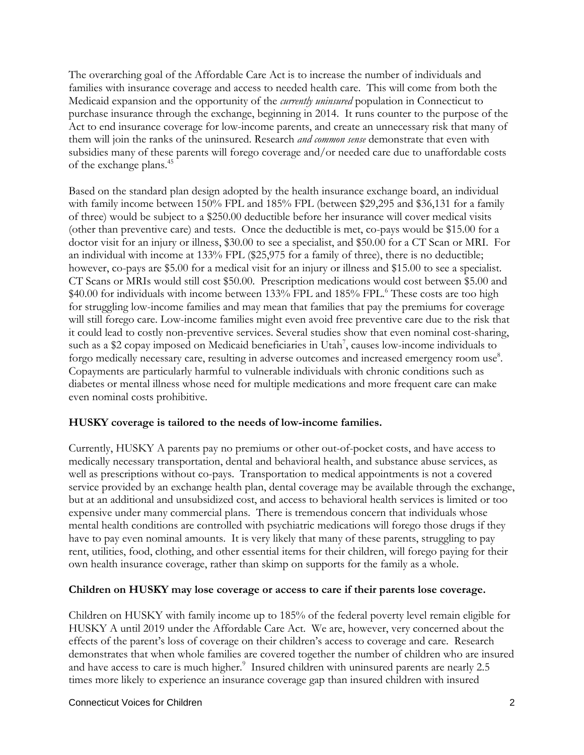The overarching goal of the Affordable Care Act is to increase the number of individuals and families with insurance coverage and access to needed health care. This will come from both the Medicaid expansion and the opportunity of the *currently uninsured* population in Connecticut to purchase insurance through the exchange, beginning in 2014. It runs counter to the purpose of the Act to end insurance coverage for low-income parents, and create an unnecessary risk that many of them will join the ranks of the uninsured. Research *and common sense* demonstrate that even with subsidies many of these parents will forego coverage and/or needed care due to unaffordable costs of the exchange plans.[45]

Based on the standard plan design adopted by the health insurance exchange board, an individual with family income between 150% FPL and 185% FPL (between $29,295 and $36,131 for a family of three) would be subject to a $250.00 deductible before her insurance will cover medical visits (other than preventive care) and tests. Once the deductible is met, co-pays would be $15.00 for a doctor visit for an injury or illness, $30.00 to see a specialist, and $50.00 for a CT Scan or MRI. For an individual with income at 133% FPL ($25,975 for a family of three), there is no deductible; however, co-pays are $5.00 for a medical visit for an injury or illness and $15.00 to see a specialist. CT Scans or MRIs would still cost $50.00. Prescription medications would cost between $5.00 and $40.00 for individuals with income between 133% FPL and 185% FPL.[6] These costs are too high for struggling low-income families and may mean that families that pay the premiums for coverage will still forego care. Low-income families might even avoid free preventive care due to the risk that it could lead to costly non-preventive services. Several studies show that even nominal cost-sharing, such as a $2 copay imposed on Medicaid beneficiaries in Utah[7], causes low-income individuals to forgo medically necessary care, resulting in adverse outcomes and increased emergency room use[8]. Copayments are particularly harmful to vulnerable individuals with chronic conditions such as diabetes or mental illness whose need for multiple medications and more frequent care can make even nominal costs prohibitive.

**HUSKY coverage is tailored to the needs of low-income families.**

Currently, HUSKY A parents pay no premiums or other out-of-pocket costs, and have access to medically necessary transportation, dental and behavioral health, and substance abuse services, as well as prescriptions without co-pays. Transportation to medical appointments is not a covered service provided by an exchange health plan, dental coverage may be available through the exchange, but at an additional and unsubsidized cost, and access to behavioral health services is limited or too expensive under many commercial plans. There is tremendous concern that individuals whose mental health conditions are controlled with psychiatric medications will forego those drugs if they have to pay even nominal amounts. It is very likely that many of these parents, struggling to pay rent, utilities, food, clothing, and other essential items for their children, will forego paying for their own health insurance coverage, rather than skimp on supports for the family as a whole.

**Children on HUSKY may lose coverage or access to care if their parents lose coverage.**

Children on HUSKY with family income up to 185% of the federal poverty level remain eligible for HUSKY A until 2019 under the Affordable Care Act. We are, however, very concerned about the effects of the parent's loss of coverage on their children's access to coverage and care. Research demonstrates that when whole families are covered together the number of children who are insured and have access to care is much higher.[9] Insured children with uninsured parents are nearly 2.5 times more likely to experience an insurance coverage gap than insured children with insured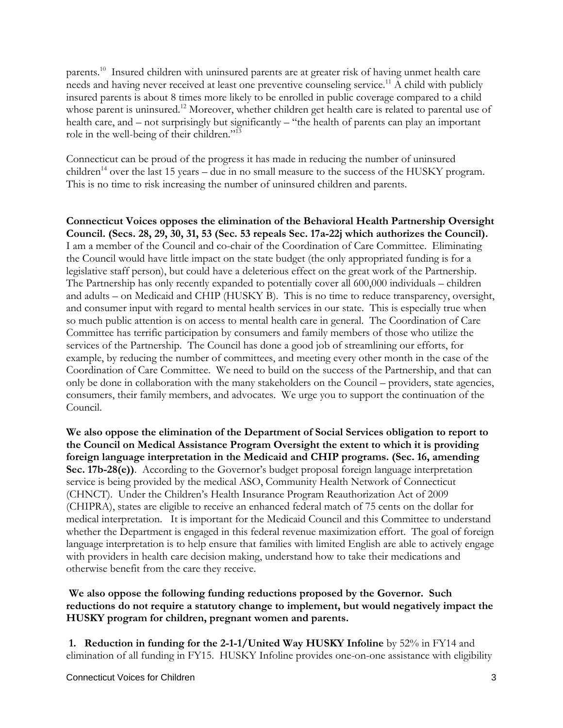parents.[10] Insured children with uninsured parents are at greater risk of having unmet health care needs and having never received at least one preventive counseling service.[11] A child with publicly insured parents is about 8 times more likely to be enrolled in public coverage compared to a child whose parent is uninsured.[12] Moreover, whether children get health care is related to parental use of health care, and – not surprisingly but significantly – "the health of parents can play an important role in the well-being of their children."[13]

Connecticut can be proud of the progress it has made in reducing the number of uninsured children[14] over the last 15 years – due in no small measure to the success of the HUSKY program. This is no time to risk increasing the number of uninsured children and parents.

**Connecticut Voices opposes the elimination of the Behavioral Health Partnership Oversight Council. (Secs. 28, 29, 30, 31, 53 (Sec. 53 repeals Sec. 17a-22j which authorizes the Council).** I am a member of the Council and co-chair of the Coordination of Care Committee. Eliminating the Council would have little impact on the state budget (the only appropriated funding is for a legislative staff person), but could have a deleterious effect on the great work of the Partnership. The Partnership has only recently expanded to potentially cover all 600,000 individuals – children and adults – on Medicaid and CHIP (HUSKY B). This is no time to reduce transparency, oversight, and consumer input with regard to mental health services in our state. This is especially true when so much public attention is on access to mental health care in general. The Coordination of Care Committee has terrific participation by consumers and family members of those who utilize the services of the Partnership. The Council has done a good job of streamlining our efforts, for example, by reducing the number of committees, and meeting every other month in the case of the Coordination of Care Committee. We need to build on the success of the Partnership, and that can only be done in collaboration with the many stakeholders on the Council – providers, state agencies, consumers, their family members, and advocates. We urge you to support the continuation of the Council.

**We also oppose the elimination of the Department of Social Services obligation to report to the Council on Medical Assistance Program Oversight the extent to which it is providing foreign language interpretation in the Medicaid and CHIP programs. (Sec. 16, amending Sec. 17b-28(e))**. According to the Governor's budget proposal foreign language interpretation service is being provided by the medical ASO, Community Health Network of Connecticut (CHNCT). Under the Children's Health Insurance Program Reauthorization Act of 2009 (CHIPRA), states are eligible to receive an enhanced federal match of 75 cents on the dollar for medical interpretation. It is important for the Medicaid Council and this Committee to understand whether the Department is engaged in this federal revenue maximization effort. The goal of foreign language interpretation is to help ensure that families with limited English are able to actively engage with providers in health care decision making, understand how to take their medications and otherwise benefit from the care they receive.

**We also oppose the following funding reductions proposed by the Governor. Such reductions do not require a statutory change to implement, but would negatively impact the HUSKY program for children, pregnant women and parents.**

1. **Reduction in funding for the 2-1-1/United Way HUSKY Infoline** by 52% in FY14 and elimination of all funding in FY15. HUSKY Infoline provides one-on-one assistance with eligibility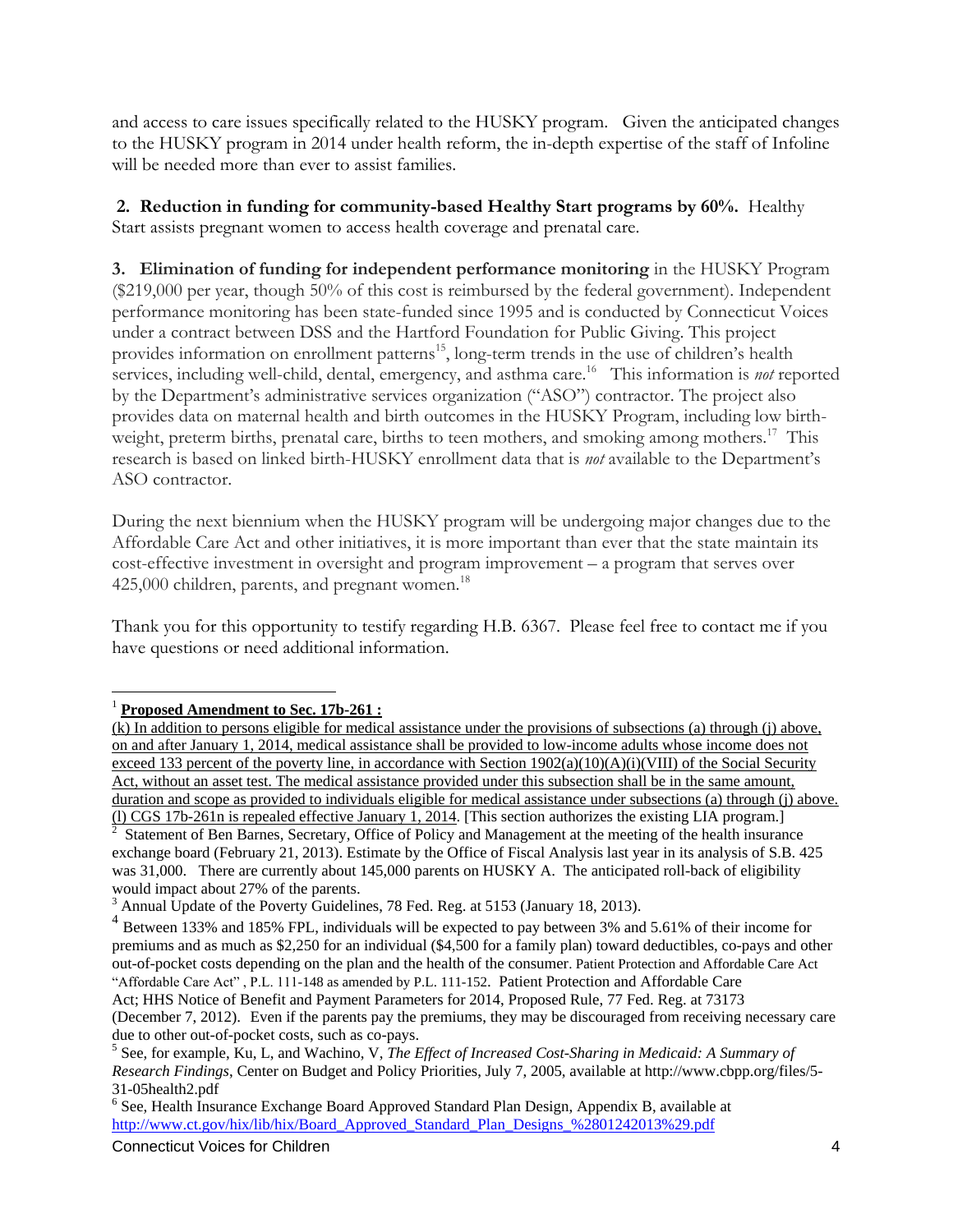and access to care issues specifically related to the HUSKY program. Given the anticipated changes to the HUSKY program in 2014 under health reform, the in-depth expertise of the staff of Infoline will be needed more than ever to assist families.

**2. Reduction in funding for community-based Healthy Start programs by 60%.** Healthy Start assists pregnant women to access health coverage and prenatal care.

**3. Elimination of funding for independent performance monitoring** in the HUSKY Program ($219,000 per year, though 50% of this cost is reimbursed by the federal government). Independent performance monitoring has been state-funded since 1995 and is conducted by Connecticut Voices under a contract between DSS and the Hartford Foundation for Public Giving. This project provides information on enrollment patterns[15], long-term trends in the use of children's health services, including well-child, dental, emergency, and asthma care.[16] This information is *not* reported by the Department's administrative services organization ("ASO") contractor. The project also provides data on maternal health and birth outcomes in the HUSKY Program, including low birth-weight, preterm births, prenatal care, births to teen mothers, and smoking among mothers.[17] This research is based on linked birth-HUSKY enrollment data that is *not* available to the Department's ASO contractor.

During the next biennium when the HUSKY program will be undergoing major changes due to the Affordable Care Act and other initiatives, it is more important than ever that the state maintain its cost-effective investment in oversight and program improvement – a program that serves over 425,000 children, parents, and pregnant women.[18]

Thank you for this opportunity to testify regarding H.B. 6367. Please feel free to contact me if you have questions or need additional information.

---

[1] **Proposed Amendment to Sec. 17b-261 :**

(k) In addition to persons eligible for medical assistance under the provisions of subsections (a) through (j) above, on and after January 1, 2014, medical assistance shall be provided to low-income adults whose income does not exceed 133 percent of the poverty line, in accordance with Section 1902(a)(10)(A)(i)(VIII) of the Social Security Act, without an asset test. The medical assistance provided under this subsection shall be in the same amount, duration and scope as provided to individuals eligible for medical assistance under subsections (a) through (j) above. (l) CGS 17b-261n is repealed effective January 1, 2014. [This section authorizes the existing LIA program.]

[2] Statement of Ben Barnes, Secretary, Office of Policy and Management at the meeting of the health insurance exchange board (February 21, 2013). Estimate by the Office of Fiscal Analysis last year in its analysis of S.B. 425 was 31,000. There are currently about 145,000 parents on HUSKY A. The anticipated roll-back of eligibility would impact about 27% of the parents.

[3] Annual Update of the Poverty Guidelines, 78 Fed. Reg. at 5153 (January 18, 2013).

[4] Between 133% and 185% FPL, individuals will be expected to pay between 3% and 5.61% of their income for premiums and as much as $2,250 for an individual ($4,500 for a family plan) toward deductibles, co-pays and other out-of-pocket costs depending on the plan and the health of the consumer. Patient Protection and Affordable Care Act "Affordable Care Act" , P.L. 111-148 as amended by P.L. 111-152. Patient Protection and Affordable Care Act; HHS Notice of Benefit and Payment Parameters for 2014, Proposed Rule, 77 Fed. Reg. at 73173 (December 7, 2012). Even if the parents pay the premiums, they may be discouraged from receiving necessary care due to other out-of-pocket costs, such as co-pays.

[5] See, for example, Ku, L, and Wachino, V, *The Effect of Increased Cost-Sharing in Medicaid: A Summary of Research Findings*, Center on Budget and Policy Priorities, July 7, 2005, available at http://www.cbpp.org/files/5-31-05health2.pdf

[6] See, Health Insurance Exchange Board Approved Standard Plan Design, Appendix B, available at http://www.ct.gov/hix/lib/hix/Board_Approved_Standard_Plan_Designs_%2801242013%29.pdf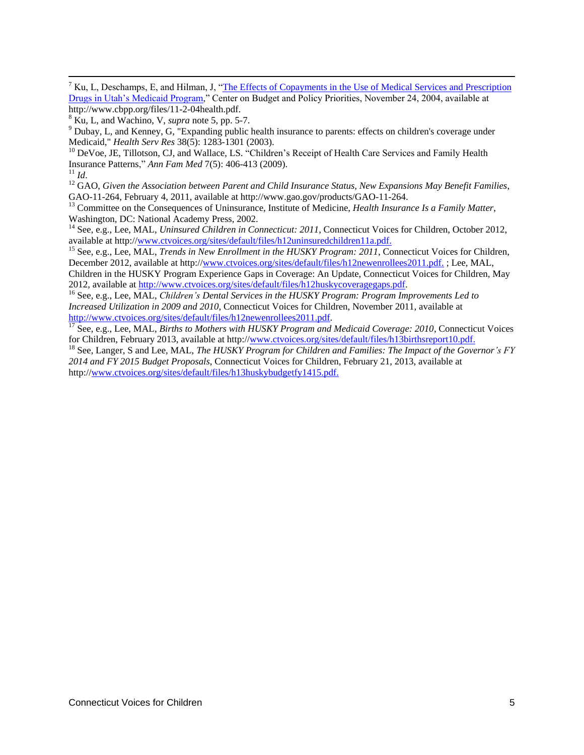[7] Ku, L, Deschamps, E, and Hilman, J, "The Effects of Copayments in the Use of Medical Services and Prescription Drugs in Utah's Medicaid Program," Center on Budget and Policy Priorities, November 24, 2004, available at http://www.cbpp.org/files/11-2-04health.pdf.

[8] Ku, L, and Wachino, V, *supra* note 5, pp. 5-7.

[9] Dubay, L, and Kenney, G, "Expanding public health insurance to parents: effects on children's coverage under Medicaid," *Health Serv Res* 38(5): 1283-1301 (2003).

[10] DeVoe, JE, Tillotson, CJ, and Wallace, LS. "Children's Receipt of Health Care Services and Family Health Insurance Patterns," *Ann Fam Med* 7(5): 406-413 (2009).

[11] *Id*.

[12] GAO, *Given the Association between Parent and Child Insurance Status, New Expansions May Benefit Families*, GAO-11-264, February 4, 2011, available at http://www.gao.gov/products/GAO-11-264.

[13] Committee on the Consequences of Uninsurance, Institute of Medicine, *Health Insurance Is a Family Matter*, Washington, DC: National Academy Press, 2002.

[14] See, e.g., Lee, MAL, *Uninsured Children in Connecticut: 2011*, Connecticut Voices for Children, October 2012, available at http://www.ctvoices.org/sites/default/files/h12uninsuredchildren11a.pdf.

[15] See, e.g., Lee, MAL, *Trends in New Enrollment in the HUSKY Program: 2011*, Connecticut Voices for Children, December 2012, available at http://www.ctvoices.org/sites/default/files/h12newenrollees2011.pdf. ; Lee, MAL, Children in the HUSKY Program Experience Gaps in Coverage: An Update, Connecticut Voices for Children, May 2012, available at http://www.ctvoices.org/sites/default/files/h12huskycoveragegaps.pdf.

[16] See, e.g., Lee, MAL, *Children's Dental Services in the HUSKY Program: Program Improvements Led to Increased Utilization in 2009 and 2010*, Connecticut Voices for Children, November 2011, available at http://www.ctvoices.org/sites/default/files/h12newenrollees2011.pdf.

[17] See, e.g., Lee, MAL, *Births to Mothers with HUSKY Program and Medicaid Coverage: 2010*, Connecticut Voices for Children, February 2013, available at http://www.ctvoices.org/sites/default/files/h13birthsreport10.pdf.

[18] See, Langer, S and Lee, MAL, *The HUSKY Program for Children and Families: The Impact of the Governor's FY 2014 and FY 2015 Budget Proposals*, Connecticut Voices for Children, February 21, 2013, available at http://www.ctvoices.org/sites/default/files/h13huskybudgetfy1415.pdf.